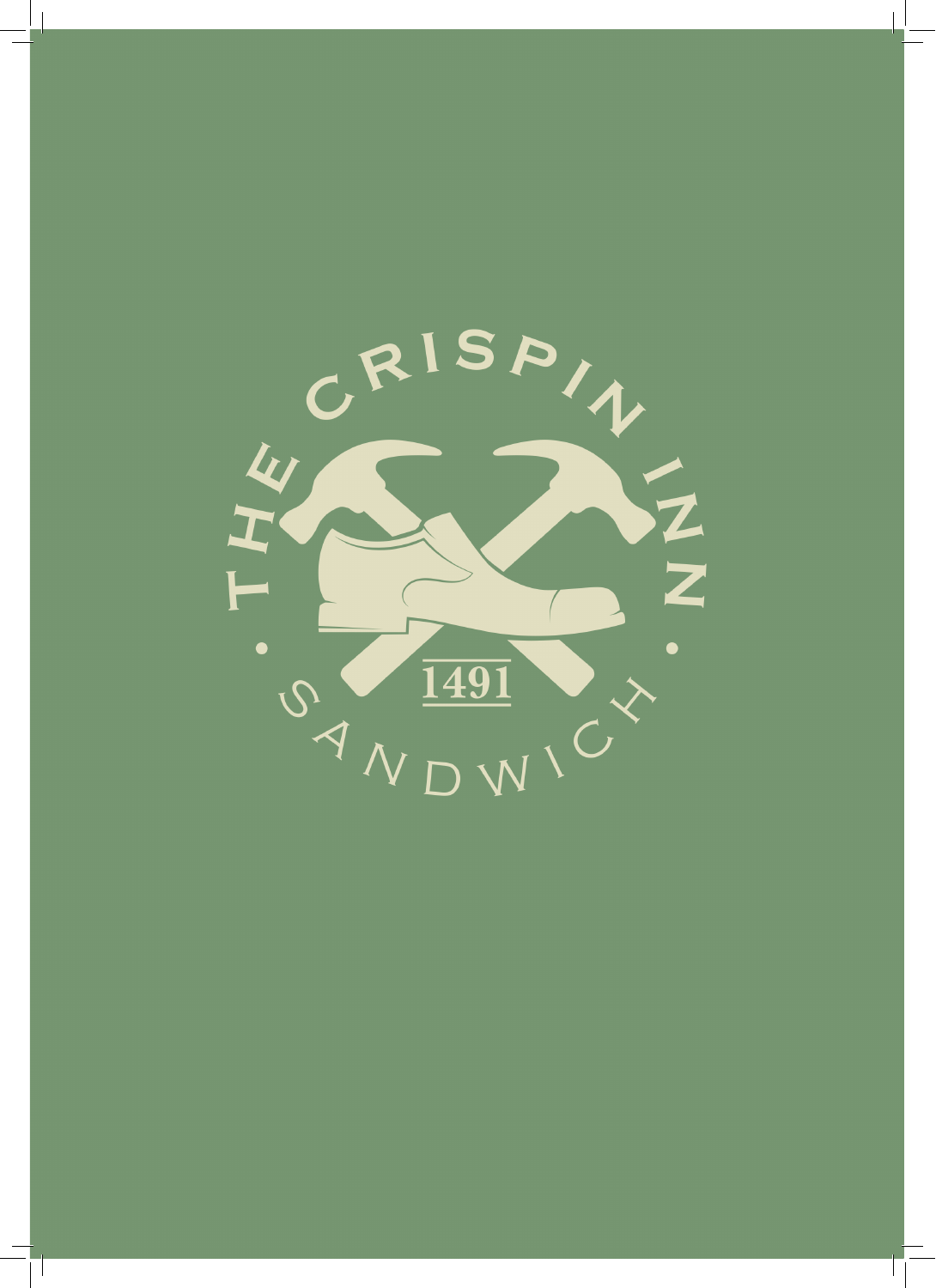# THE CRISPIN INN

1491

SANDWICH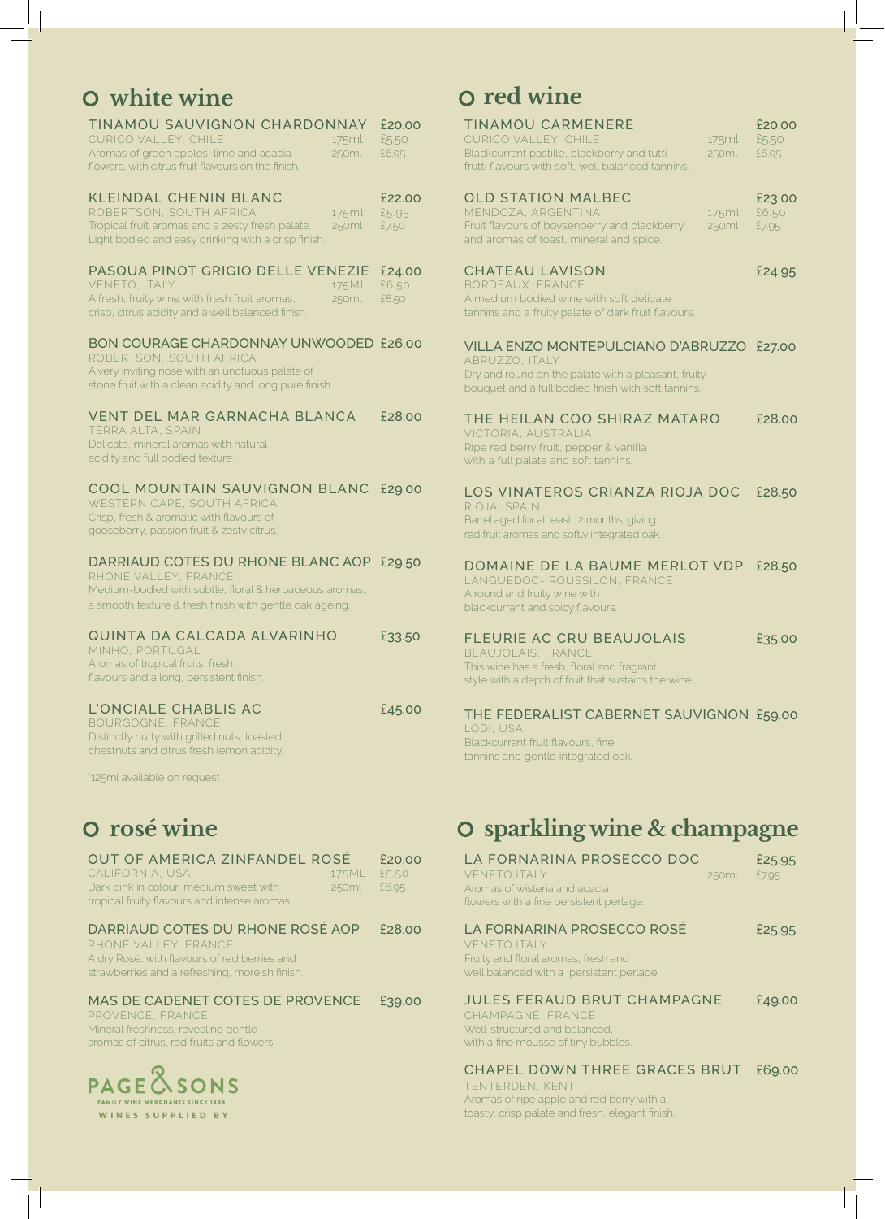## white wine

**TINAMOU SAUVIGNON CHARDONNAY** £20.00
CURICO VALLEY, CHILE
175ml £5.50
250ml £6.95
Aromas of green apples, lime and acacia flowers, with citrus fruit flavours on the finish.

**KLEINDAL CHENIN BLANC** £22.00
ROBERTSON, SOUTH AFRICA
175ml £5.95
250ml £7.50
Tropical fruit aromas and a zesty fresh palate. Light bodied and easy drinking with a crisp finish.

**PASQUA PINOT GRIGIO DELLE VENEZIE** £24.00
VENETO, ITALY
175ML £6.50
250ml £8.50
A fresh, fruity wine with fresh fruit aromas, crisp, citrus acidity and a well balanced finish.

**BON COURAGE CHARDONNAY UNWOODED** £26.00
ROBERTSON, SOUTH AFRICA
A very inviting nose with an unctuous palate of stone fruit with a clean acidity and long pure finish.

**VENT DEL MAR GARNACHA BLANCA** £28.00
TERRA ALTA, SPAIN
Delicate, mineral aromas with natural acidity and full bodied texture.

**COOL MOUNTAIN SAUVIGNON BLANC** £29.00
WESTERN CAPE, SOUTH AFRICA
Crisp, fresh & aromatic with flavours of gooseberry, passion fruit & zesty citrus.

**DARRIAUD COTES DU RHONE BLANC AOP** £29.50
RHONE VALLEY, FRANCE
Medium-bodied with subtle, floral & herbaceous aromas, a smooth texture & fresh finish with gentle oak ageing.

**QUINTA DA CALCADA ALVARINHO** £33.50
MINHO, PORTUGAL
Aromas of tropical fruits, fresh flavours and a long, persistent finish.

**L'ONCIALE CHABLIS AC** £45.00
BOURGOGNE, FRANCE
Distinctly nutty with grilled nuts, toasted chestnuts and citrus fresh lemon acidity.

*125ml available on request

## red wine

**TINAMOU CARMENERE** £20.00
CURICO VALLEY, CHILE
175ml £5.50
250ml £6.95
Blackcurrant pastille, blackberry and tutti frutti flavours with soft, well balanced tannins.

**OLD STATION MALBEC** £23.00
MENDOZA, ARGENTINA
175ml £6.50
250ml £7.95
Fruit flavours of boysenberry and blackberry and aromas of toast, mineral and spice.

**CHATEAU LAVISON** £24.95
BORDEAUX, FRANCE
A medium bodied wine with soft delicate tannins and a fruity palate of dark fruit flavours.

**VILLA ENZO MONTEPULCIANO D'ABRUZZO** £27.00
ABRUZZO, ITALY
Dry and round on the palate with a pleasant, fruity bouquet and a full bodied finish with soft tannins.

**THE HEILAN COO SHIRAZ MATARO** £28.00
VICTORIA, AUSTRALIA
Ripe red berry fruit, pepper & vanilla with a full palate and soft tannins.

**LOS VINATEROS CRIANZA RIOJA DOC** £28.50
RIOJA, SPAIN
Barrel aged for at least 12 months, giving red fruit aromas and softly integrated oak.

**DOMAINE DE LA BAUME MERLOT VDP** £28.50
LANGUEDOC- ROUSSILLON, FRANCE
A round and fruity wine with blackcurrant and spicy flavours.

**FLEURIE AC CRU BEAUJOLAIS** £35.00
BEAUJOLAIS, FRANCE
This wine has a fresh, floral and fragrant style with a depth of fruit that sustains the wine.

**THE FEDERALIST CABERNET SAUVIGNON** £59.00
LODI, USA
Blackcurrant fruit flavours, fine tannins and gentle integrated oak.

## rosé wine

**OUT OF AMERICA ZINFANDEL ROSÉ** £20.00
CALIFORNIA, USA
175ML £5.50
250ml £6.95
Dark pink in colour, medium sweet with tropical fruity flavours and intense aromas.

**DARRIAUD COTES DU RHONE ROSÉ AOP** £28.00
RHONE VALLEY, FRANCE
A dry Rosé, with flavours of red berries and strawberries and a refreshing, moreish finish.

**MAS DE CADENET COTES DE PROVENCE** £39.00
PROVENCE, FRANCE
Mineral freshness, revealing gentle aromas of citrus, red fruits and flowers.

PAGE & SONS
FAMILY WINE MERCHANTS SINCE 1884
WINES SUPPLIED BY

## sparkling wine & champagne

**LA FORNARINA PROSECCO DOC** £25.95
VENETO,ITALY
250ml £7.95
Aromas of wisteria and acacia flowers with a fine persistent perlage.

**LA FORNARINA PROSECCO ROSÉ** £25.95
VENETO,ITALY
Fruity and floral aromas, fresh and well balanced with a persistent perlage.

**JULES FERAUD BRUT CHAMPAGNE** £49.00
CHAMPAGNE, FRANCE
Well-structured and balanced, with a fine mousse of tiny bubbles.

**CHAPEL DOWN THREE GRACES BRUT** £69.00
TENTERDEN, KENT
Aromas of ripe apple and red berry with a toasty, crisp palate and fresh, elegant finish.